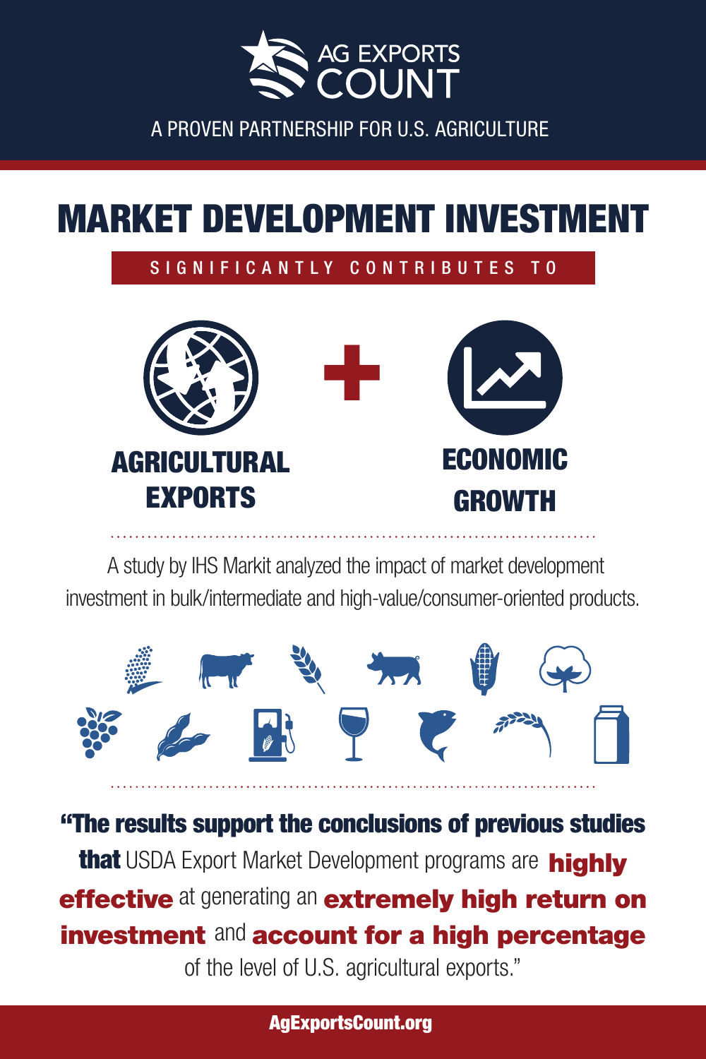# AG EXPORTS COUNT

A PROVEN PARTNERSHIP FOR U.S. AGRICULTURE

## MARKET DEVELOPMENT INVESTMENT

SIGNIFICANTLY CONTRIBUTES TO

**AGRICULTURAL EXPORTS** + **ECONOMIC GROWTH**

A study by IHS Markit analyzed the impact of market development investment in bulk/intermediate and high-value/consumer-oriented products.

**"The results support the conclusions of previous studies that** USDA Export Market Development programs are **highly effective** at generating an **extremely high return on investment** and **account for a high percentage** of the level of U.S. agricultural exports."

AgExportsCount.org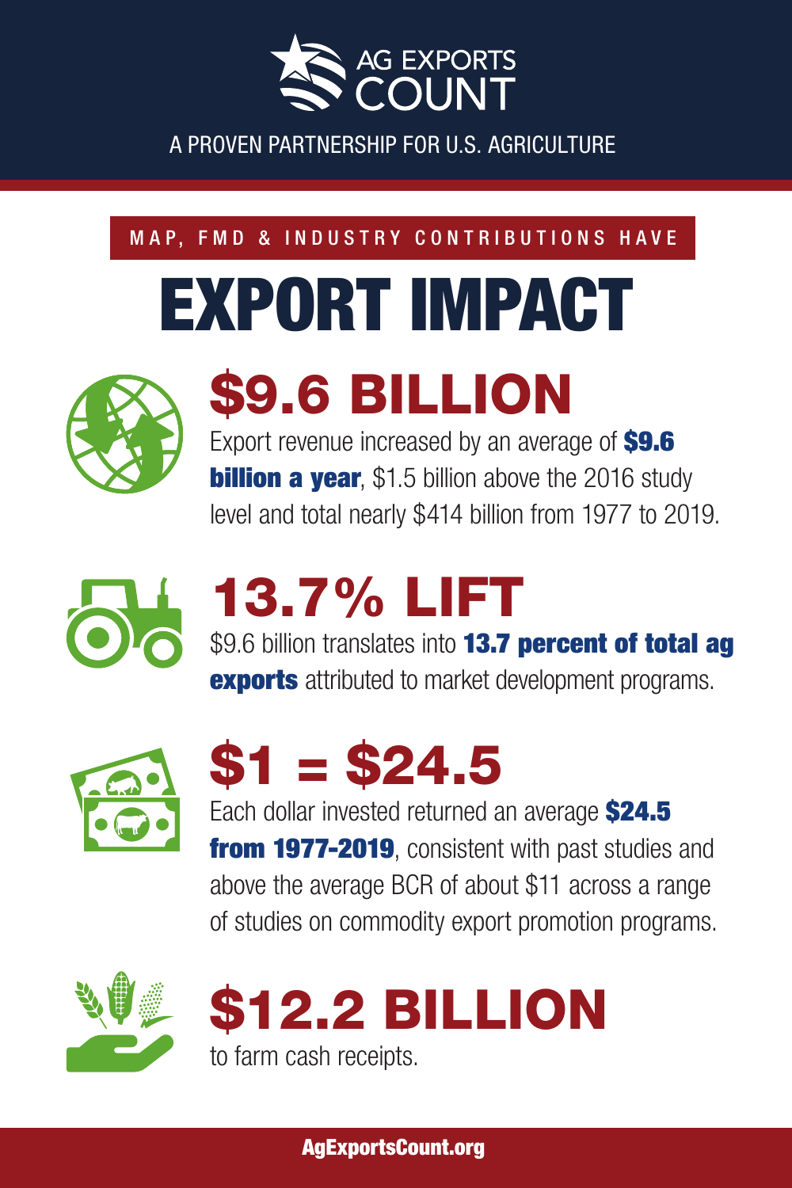# AG EXPORTS COUNT

A PROVEN PARTNERSHIP FOR U.S. AGRICULTURE

MAP, FMD & INDUSTRY CONTRIBUTIONS HAVE

# EXPORT IMPACT

## $9.6 BILLION

Export revenue increased by an average of **$9.6 billion a year**, $1.5 billion above the 2016 study level and total nearly $414 billion from 1977 to 2019.

## 13.7% LIFT

$9.6 billion translates into **13.7 percent of total ag exports** attributed to market development programs.

## $1 = $24.5

Each dollar invested returned an average **$24.5 from 1977-2019**, consistent with past studies and above the average BCR of about $11 across a range of studies on commodity export promotion programs.

## $12.2 BILLION

to farm cash receipts.

AgExportsCount.org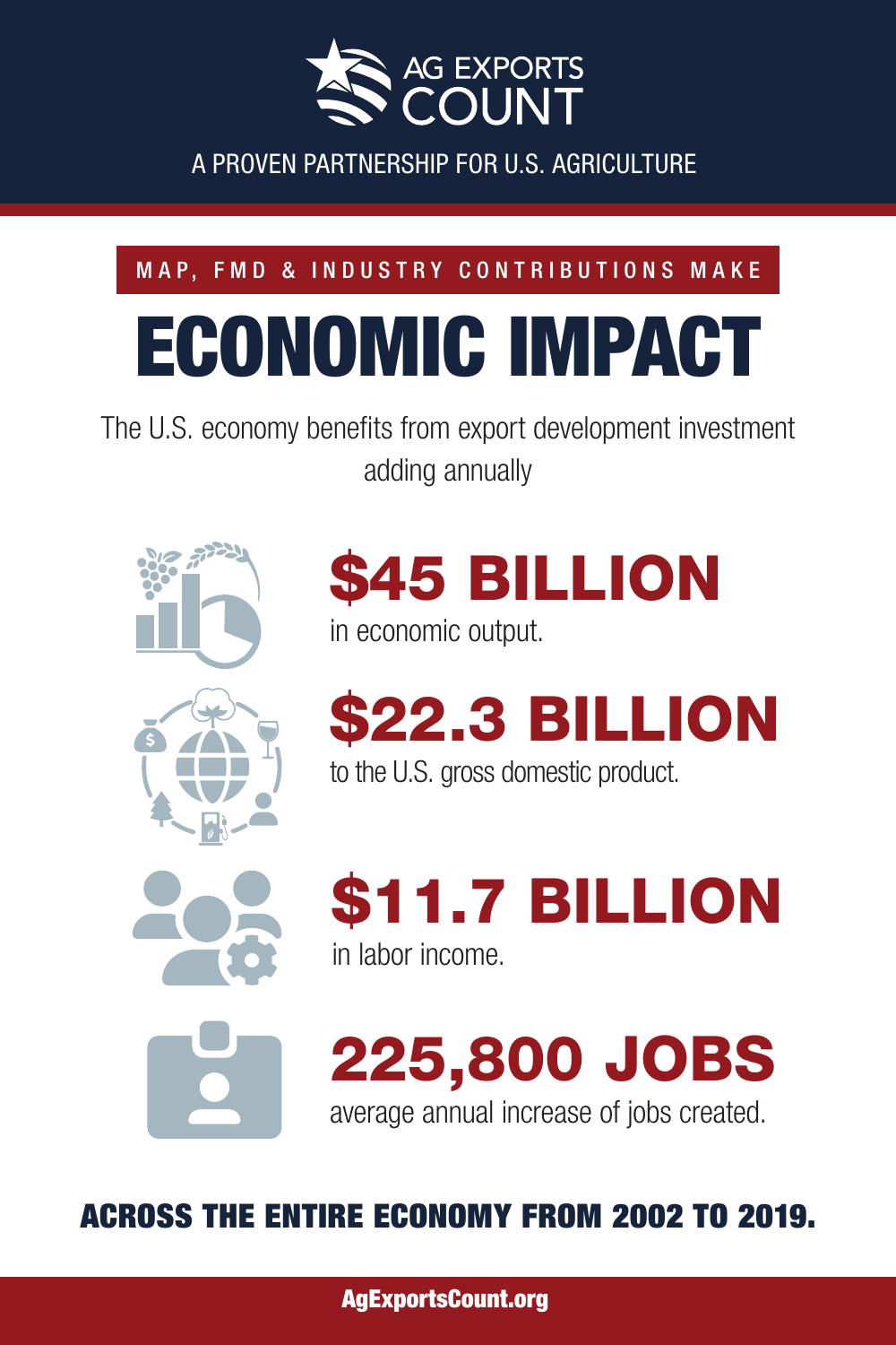AG EXPORTS COUNT

A PROVEN PARTNERSHIP FOR U.S. AGRICULTURE

MAP, FMD & INDUSTRY CONTRIBUTIONS MAKE

# ECONOMIC IMPACT

The U.S. economy benefits from export development investment adding annually

## $45 BILLION
in economic output.

## $22.3 BILLION
to the U.S. gross domestic product.

## $11.7 BILLION
in labor income.

## 225,800 JOBS
average annual increase of jobs created.

**ACROSS THE ENTIRE ECONOMY FROM 2002 TO 2019.**

AgExportsCount.org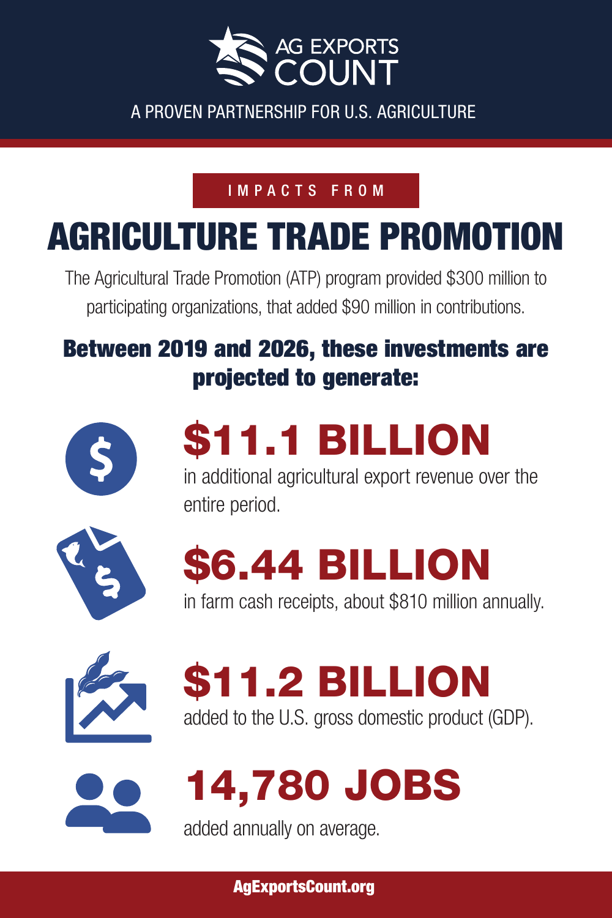AG EXPORTS COUNT

A PROVEN PARTNERSHIP FOR U.S. AGRICULTURE

IMPACTS FROM

# AGRICULTURE TRADE PROMOTION

The Agricultural Trade Promotion (ATP) program provided $300 million to participating organizations, that added $90 million in contributions.

**Between 2019 and 2026, these investments are projected to generate:**

## $11.1 BILLION

in additional agricultural export revenue over the entire period.

## $6.44 BILLION

in farm cash receipts, about $810 million annually.

## $11.2 BILLION

added to the U.S. gross domestic product (GDP).

## 14,780 JOBS

added annually on average.

AgExportsCount.org